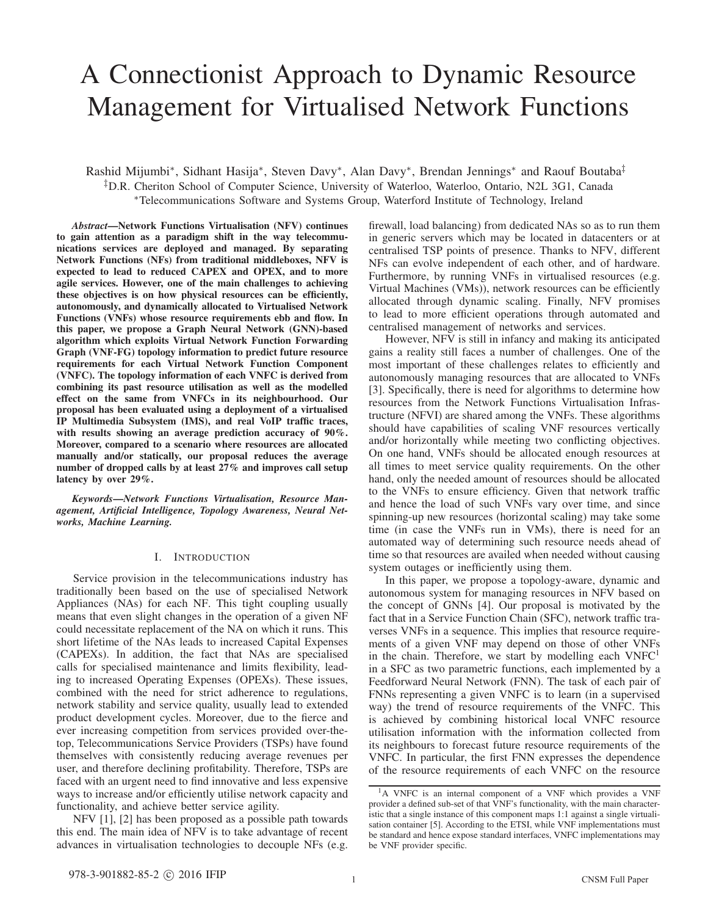# A Connectionist Approach to Dynamic Resource Management for Virtualised Network Functions

Rashid Mijumbi*, Sidhant Hasija*, Steven Davy*, Alan Davy*, Brendan Jennings* and Raouf Boutaba‡

‡D.R. Cheriton School of Computer Science, University of Waterloo, Waterloo, Ontario, N2L 3G1, Canada

*Telecommunications Software and Systems Group, Waterford Institute of Technology, Ireland

***Abstract*—Network Functions Virtualisation (NFV) continues to gain attention as a paradigm shift in the way telecommunications services are deployed and managed. By separating Network Functions (NFs) from traditional middleboxes, NFV is expected to lead to reduced CAPEX and OPEX, and to more agile services. However, one of the main challenges to achieving these objectives is on how physical resources can be efficiently, autonomously, and dynamically allocated to Virtualised Network Functions (VNFs) whose resource requirements ebb and flow. In this paper, we propose a Graph Neural Network (GNN)-based algorithm which exploits Virtual Network Function Forwarding Graph (VNF-FG) topology information to predict future resource requirements for each Virtual Network Function Component (VNFC). The topology information of each VNFC is derived from combining its past resource utilisation as well as the modelled effect on the same from VNFCs in its neighbourhood. Our proposal has been evaluated using a deployment of a virtualised IP Multimedia Subsystem (IMS), and real VoIP traffic traces, with results showing an average prediction accuracy of 90%. Moreover, compared to a scenario where resources are allocated manually and/or statically, our proposal reduces the average number of dropped calls by at least 27% and improves call setup latency by over 29%.**

***Keywords*—*Network Functions Virtualisation, Resource Management, Artificial Intelligence, Topology Awareness, Neural Networks, Machine Learning.***

## I. Introduction

Service provision in the telecommunications industry has traditionally been based on the use of specialised Network Appliances (NAs) for each NF. This tight coupling usually means that even slight changes in the operation of a given NF could necessitate replacement of the NA on which it runs. This short lifetime of the NAs leads to increased Capital Expenses (CAPEXs). In addition, the fact that NAs are specialised calls for specialised maintenance and limits flexibility, leading to increased Operating Expenses (OPEXs). These issues, combined with the need for strict adherence to regulations, network stability and service quality, usually lead to extended product development cycles. Moreover, due to the fierce and ever increasing competition from services provided over-the-top, Telecommunications Service Providers (TSPs) have found themselves with consistently reducing average revenues per user, and therefore declining profitability. Therefore, TSPs are faced with an urgent need to find innovative and less expensive ways to increase and/or efficiently utilise network capacity and functionality, and achieve better service agility.

NFV [1], [2] has been proposed as a possible path towards this end. The main idea of NFV is to take advantage of recent advances in virtualisation technologies to decouple NFs (e.g. firewall, load balancing) from dedicated NAs so as to run them in generic servers which may be located in datacenters or at centralised TSP points of presence. Thanks to NFV, different NFs can evolve independent of each other, and of hardware. Furthermore, by running VNFs in virtualised resources (e.g. Virtual Machines (VMs)), network resources can be efficiently allocated through dynamic scaling. Finally, NFV promises to lead to more efficient operations through automated and centralised management of networks and services.

However, NFV is still in infancy and making its anticipated gains a reality still faces a number of challenges. One of the most important of these challenges relates to efficiently and autonomously managing resources that are allocated to VNFs [3]. Specifically, there is need for algorithms to determine how resources from the Network Functions Virtualisation Infrastructure (NFVI) are shared among the VNFs. These algorithms should have capabilities of scaling VNF resources vertically and/or horizontally while meeting two conflicting objectives. On one hand, VNFs should be allocated enough resources at all times to meet service quality requirements. On the other hand, only the needed amount of resources should be allocated to the VNFs to ensure efficiency. Given that network traffic and hence the load of such VNFs vary over time, and since spinning-up new resources (horizontal scaling) may take some time (in case the VNFs run in VMs), there is need for an automated way of determining such resource needs ahead of time so that resources are availed when needed without causing system outages or inefficiently using them.

In this paper, we propose a topology-aware, dynamic and autonomous system for managing resources in NFV based on the concept of GNNs [4]. Our proposal is motivated by the fact that in a Service Function Chain (SFC), network traffic traverses VNFs in a sequence. This implies that resource requirements of a given VNF may depend on those of other VNFs in the chain. Therefore, we start by modelling each VNFC[1] in a SFC as two parametric functions, each implemented by a Feedforward Neural Network (FNN). The task of each pair of FNNs representing a given VNFC is to learn (in a supervised way) the trend of resource requirements of the VNFC. This is achieved by combining historical local VNFC resource utilisation information with the information collected from its neighbours to forecast future resource requirements of the VNFC. In particular, the first FNN expresses the dependence of the resource requirements of each VNFC on the resource

[1] A VNFC is an internal component of a VNF which provides a VNF provider a defined sub-set of that VNF's functionality, with the main characteristic that a single instance of this component maps 1:1 against a single virtualisation container [5]. According to the ETSI, while VNFC implementations must be standard and hence expose standard interfaces, VNFC implementations may be VNF provider specific.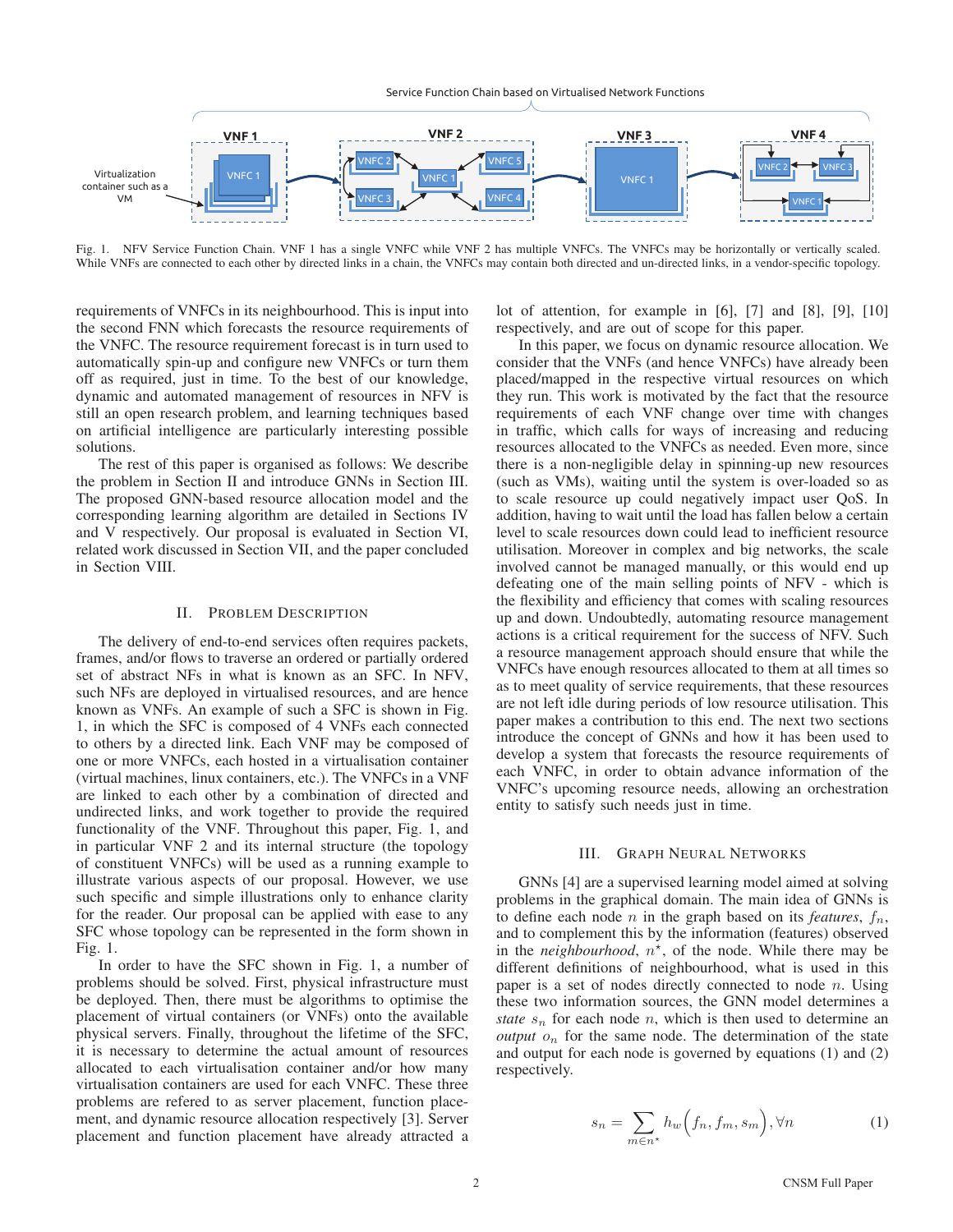Fig. 1. NFV Service Function Chain. VNF 1 has a single VNFC while VNF 2 has multiple VNFCs. The VNFCs may be horizontally or vertically scaled. While VNFs are connected to each other by directed links in a chain, the VNFCs may contain both directed and un-directed links, in a vendor-specific topology.

requirements of VNFCs in its neighbourhood. This is input into the second FNN which forecasts the resource requirements of the VNFC. The resource requirement forecast is in turn used to automatically spin-up and configure new VNFCs or turn them off as required, just in time. To the best of our knowledge, dynamic and automated management of resources in NFV is still an open research problem, and learning techniques based on artificial intelligence are particularly interesting possible solutions.

The rest of this paper is organised as follows: We describe the problem in Section II and introduce GNNs in Section III. The proposed GNN-based resource allocation model and the corresponding learning algorithm are detailed in Sections IV and V respectively. Our proposal is evaluated in Section VI, related work discussed in Section VII, and the paper concluded in Section VIII.

## II. Problem Description

The delivery of end-to-end services often requires packets, frames, and/or flows to traverse an ordered or partially ordered set of abstract NFs in what is known as an SFC. In NFV, such NFs are deployed in virtualised resources, and are hence known as VNFs. An example of such a SFC is shown in Fig. 1, in which the SFC is composed of 4 VNFs each connected to others by a directed link. Each VNF may be composed of one or more VNFCs, each hosted in a virtualisation container (virtual machines, linux containers, etc.). The VNFCs in a VNF are linked to each other by a combination of directed and undirected links, and work together to provide the required functionality of the VNF. Throughout this paper, Fig. 1, and in particular VNF 2 and its internal structure (the topology of constituent VNFCs) will be used as a running example to illustrate various aspects of our proposal. However, we use such specific and simple illustrations only to enhance clarity for the reader. Our proposal can be applied with ease to any SFC whose topology can be represented in the form shown in Fig. 1.

In order to have the SFC shown in Fig. 1, a number of problems should be solved. First, physical infrastructure must be deployed. Then, there must be algorithms to optimise the placement of virtual containers (or VNFs) onto the available physical servers. Finally, throughout the lifetime of the SFC, it is necessary to determine the actual amount of resources allocated to each virtualisation container and/or how many virtualisation containers are used for each VNFC. These three problems are refered to as server placement, function placement, and dynamic resource allocation respectively [3]. Server placement and function placement have already attracted a lot of attention, for example in [6], [7] and [8], [9], [10] respectively, and are out of scope for this paper.

In this paper, we focus on dynamic resource allocation. We consider that the VNFs (and hence VNFCs) have already been placed/mapped in the respective virtual resources on which they run. This work is motivated by the fact that the resource requirements of each VNF change over time with changes in traffic, which calls for ways of increasing and reducing resources allocated to the VNFCs as needed. Even more, since there is a non-negligible delay in spinning-up new resources (such as VMs), waiting until the system is over-loaded so as to scale resource up could negatively impact user QoS. In addition, having to wait until the load has fallen below a certain level to scale resources down could lead to inefficient resource utilisation. Moreover in complex and big networks, the scale involved cannot be managed manually, or this would end up defeating one of the main selling points of NFV - which is the flexibility and efficiency that comes with scaling resources up and down. Undoubtedly, automating resource management actions is a critical requirement for the success of NFV. Such a resource management approach should ensure that while the VNFCs have enough resources allocated to them at all times so as to meet quality of service requirements, that these resources are not left idle during periods of low resource utilisation. This paper makes a contribution to this end. The next two sections introduce the concept of GNNs and how it has been used to develop a system that forecasts the resource requirements of each VNFC, in order to obtain advance information of the VNFC's upcoming resource needs, allowing an orchestration entity to satisfy such needs just in time.

## III. Graph Neural Networks

GNNs [4] are a supervised learning model aimed at solving problems in the graphical domain. The main idea of GNNs is to define each node $n$ in the graph based on its *features*, $f_n$, and to complement this by the information (features) observed in the *neighbourhood*, $n^{\star}$, of the node. While there may be different definitions of neighbourhood, what is used in this paper is a set of nodes directly connected to node $n$. Using these two information sources, the GNN model determines a *state* $s_n$ for each node $n$, which is then used to determine an *output* $o_n$ for the same node. The determination of the state and output for each node is governed by equations (1) and (2) respectively.

$$s_n = \sum_{m \in n^{\star}} h_w\Big(f_n, f_m, s_m\Big), \forall n \qquad (1)$$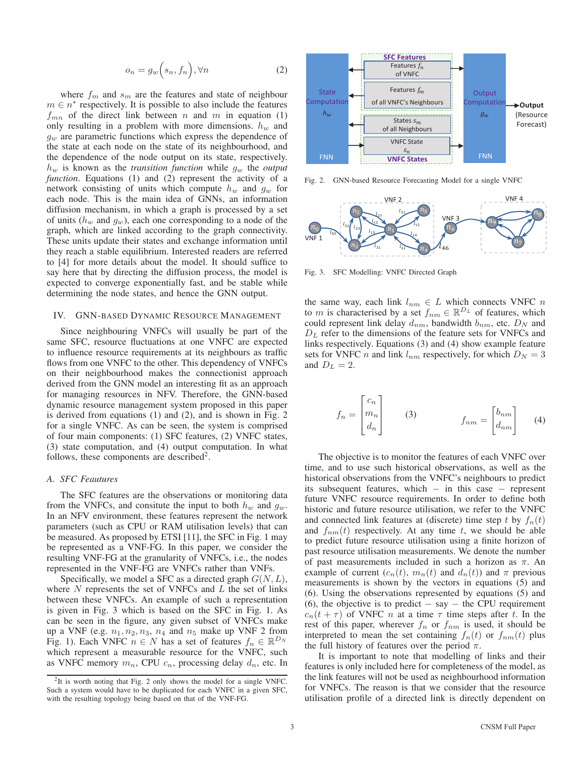$$o_n = g_w\Big(s_n, f_n\Big), \forall n \tag{2}$$

where $f_m$ and $s_m$ are the features and state of neighbour $m \in n^*$ respectively. It is possible to also include the features $f_{mn}$ of the direct link between $n$ and $m$ in equation (1) only resulting in a problem with more dimensions. $h_w$ and $g_w$ are parametric functions which express the dependence of the state at each node on the state of its neighbourhood, and the dependence of the node output on its state, respectively. $h_w$ is known as the *transition function* while $g_w$ the *output function*. Equations (1) and (2) represent the activity of a network consisting of units which compute $h_w$ and $g_w$ for each node. This is the main idea of GNNs, an information diffusion mechanism, in which a graph is processed by a set of units ($h_w$ and $g_w$), each one corresponding to a node of the graph, which are linked according to the graph connectivity. These units update their states and exchange information until they reach a stable equilibrium. Interested readers are referred to [4] for more details about the model. It should suffice to say here that by directing the diffusion process, the model is expected to converge exponentially fast, and be stable while determining the node states, and hence the GNN output.

## IV. GNN-BASED DYNAMIC RESOURCE MANAGEMENT

Since neighbouring VNFCs will usually be part of the same SFC, resource fluctuations at one VNFC are expected to influence resource requirements at its neighbours as traffic flows from one VNFC to the other. This dependency of VNFCs on their neighbourhood makes the connectionist approach derived from the GNN model an interesting fit as an approach for managing resources in NFV. Therefore, the GNN-based dynamic resource management system proposed in this paper is derived from equations (1) and (2), and is shown in Fig. 2 for a single VNFC. As can be seen, the system is comprised of four main components: (1) SFC features, (2) VNFC states, (3) state computation, and (4) output computation. In what follows, these components are described[2].

### A. SFC Features

The SFC features are the observations or monitoring data from the VNFCs, and consitute the input to both $h_w$ and $g_w$. In an NFV environment, these features represent the network parameters (such as CPU or RAM utilisation levels) that can be measured. As proposed by ETSI [11], the SFC in Fig. 1 may be represented as a VNF-FG. In this paper, we consider the resulting VNF-FG at the granularity of VNFCs, i.e., the nodes represented in the VNF-FG are VNFCs rather than VNFs.

Specifically, we model a SFC as a directed graph $G(N, L)$, where $N$ represents the set of VNFCs and $L$ the set of links between these VNFCs. An example of such a representation is given in Fig. 3 which is based on the SFC in Fig. 1. As can be seen in the figure, any given subset of VNFCs make up a VNF (e.g. $n_1, n_2, n_3$, $n_4$ and $n_5$ make up VNF 2 from Fig. 1). Each VNFC $n \in N$ has a set of features $f_n \in \mathbb{R}^{D_N}$ which represent a measurable resource for the VNFC, such as VNFC memory $m_n$, CPU $c_n$, processing delay $d_n$, etc. In the same way, each link $l_{nm} \in L$ which connects VNFC $n$ to $m$ is characterised by a set $f_{nm} \in \mathbb{R}^{D_L}$ of features, which could represent link delay $d_{nm}$, bandwidth $b_{nm}$, etc. $D_N$ and $D_L$ refer to the dimensions of the feature sets for VNFCs and links respectively. Equations (3) and (4) show example feature sets for VNFC $n$ and link $l_{nm}$ respectively, for which $D_N = 3$ and $D_L = 2$.

$$f_n = \begin{bmatrix} c_n \\ m_n \\ d_n \end{bmatrix} \tag{3}$$

$$f_{nm} = \begin{bmatrix} b_{nm} \\ d_{nm} \end{bmatrix} \tag{4}$$

The objective is to monitor the features of each VNFC over time, and to use such historical observations, as well as the historical observations from the VNFC's neighbours to predict its subsequent features, which – in this case – represent future VNFC resource requirements. In order to define both historic and future resource utilisation, we refer to the VNFC and connected link features at (discrete) time step $t$ by $f_n(t)$ and $f_{nm}(t)$ respectively. At any time $t$, we should be able to predict future resource utilisation using a finite horizon of past resource utilisation measurements. We denote the number of past measurements included in such a horizon as $\pi$. An example of current ($c_n(t)$, $m_n(t)$ and $d_n(t)$) and $\pi$ previous measurements is shown by the vectors in equations (5) and (6). Using the observations represented by equations (5) and (6), the objective is to predict – say – the CPU requirement $c_n(t + \tau)$ of VNFC $n$ at a time $\tau$ time steps after $t$. In the rest of this paper, wherever $f_n$ or $f_{nm}$ is used, it should be interpreted to mean the set containing $f_n(t)$ or $f_{nm}(t)$ plus the full history of features over the period $\pi$.

It is important to note that modelling of links and their features is only included here for completeness of the model, as the link features will not be used as neighbourhood information for VNFCs. The reason is that we consider that the resource utilisation profile of a directed link is directly dependent on

Fig. 2. GNN-based Resource Forecasting Model for a single VNFC

Fig. 3. SFC Modelling: VNFC Directed Graph

[2] It is worth noting that Fig. 2 only shows the model for a single VNFC. Such a system would have to be duplicated for each VNFC in a given SFC, with the resulting topology being based on that of the VNF-FG.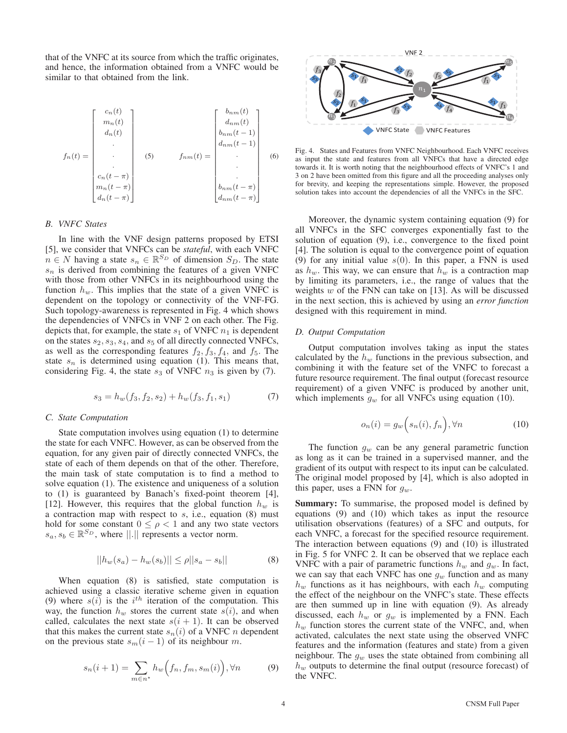that of the VNFC at its source from which the traffic originates, and hence, the information obtained from a VNFC would be similar to that obtained from the link.

$$f_n(t) = \begin{bmatrix} c_n(t) \\ m_n(t) \\ d_n(t) \\ \cdot \\ \cdot \\ \cdot \\ c_n(t-\pi) \\ m_n(t-\pi) \\ d_n(t-\pi) \end{bmatrix} \quad (5) \qquad f_{nm}(t) = \begin{bmatrix} b_{nm}(t) \\ d_{nm}(t) \\ b_{nm}(t-1) \\ d_{nm}(t-1) \\ \cdot \\ \cdot \\ \cdot \\ b_{nm}(t-\pi) \\ d_{nm}(t-\pi) \end{bmatrix} \quad (6)$$

### B. VNFC States

In line with the VNF design patterns proposed by ETSI [5], we consider that VNFCs can be *stateful*, with each VNFC $n \in N$ having a state $s_n \in \mathbb{R}^{S_D}$ of dimension $S_D$. The state $s_n$ is derived from combining the features of a given VNFC with those from other VNFCs in its neighbourhood using the function $h_w$. This implies that the state of a given VNFC is dependent on the topology or connectivity of the VNF-FG. Such topology-awareness is represented in Fig. 4 which shows the dependencies of VNFCs in VNF 2 on each other. The Fig. depicts that, for example, the state $s_1$ of VNFC $n_1$ is dependent on the states $s_2, s_3, s_4$, and $s_5$ of all directly connected VNFCs, as well as the corresponding features $f_2, f_3, f_4$, and $f_5$. The state $s_n$ is determined using equation (1). This means that, considering Fig. 4, the state $s_3$ of VNFC $n_3$ is given by (7).

$$s_3 = h_w(f_3, f_2, s_2) + h_w(f_3, f_1, s_1) \tag{7}$$

### C. State Computation

State computation involves using equation (1) to determine the state for each VNFC. However, as can be observed from the equation, for any given pair of directly connected VNFCs, the state of each of them depends on that of the other. Therefore, the main task of state computation is to find a method to solve equation (1). The existence and uniqueness of a solution to (1) is guaranteed by Banach's fixed-point theorem [4], [12]. However, this requires that the global function $h_w$ is a contraction map with respect to $s$, i.e., equation (8) must hold for some constant $0 \leq \rho < 1$ and any two state vectors $s_a, s_b \in \mathbb{R}^{S_D}$, where $||.||$ represents a vector norm.

$$||h_w(s_a) - h_w(s_b)|| \leq \rho ||s_a - s_b|| \tag{8}$$

When equation (8) is satisfied, state computation is achieved using a classic iterative scheme given in equation (9) where $s(i)$ is the $i^{th}$ iteration of the computation. This way, the function $h_w$ stores the current state $s(i)$, and when called, calculates the next state $s(i+1)$. It can be observed that this makes the current state $s_n(i)$ of a VNFC $n$ dependent on the previous state $s_m(i-1)$ of its neighbour $m$.

$$s_n(i+1) = \sum_{m \in n^\star} h_w\Big(f_n, f_m, s_m(i)\Big), \forall n \tag{9}$$

Fig. 4. States and Features from VNFC Neighbourhood. Each VNFC receives as input the state and features from all VNFCs that have a directed edge towards it. It is worth noting that the neighbourhood effects of VNFC's 1 and 3 on 2 have been omitted from this figure and all the proceeding analyses only for brevity, and keeping the representations simple. However, the proposed solution takes into account the dependencies of all the VNFCs in the SFC.

Moreover, the dynamic system containing equation (9) for all VNFCs in the SFC converges exponentially fast to the solution of equation (9), i.e., convergence to the fixed point [4]. The solution is equal to the convergence point of equation (9) for any initial value $s(0)$. In this paper, a FNN is used as $h_w$. This way, we can ensure that $h_w$ is a contraction map by limiting its parameters, i.e., the range of values that the weights $w$ of the FNN can take on [13]. As will be discussed in the next section, this is achieved by using an *error function* designed with this requirement in mind.

### D. Output Computation

Output computation involves taking as input the states calculated by the $h_w$ functions in the previous subsection, and combining it with the feature set of the VNFC to forecast a future resource requirement. The final output (forecast resource requirement) of a given VNFC is produced by another unit, which implements $g_w$ for all VNFCs using equation (10).

$$o_n(i) = g_w\Big(s_n(i), f_n\Big), \forall n \tag{10}$$

The function $g_w$ can be any general parametric function as long as it can be trained in a supervised manner, and the gradient of its output with respect to its input can be calculated. The original model proposed by [4], which is also adopted in this paper, uses a FNN for $g_w$.

**Summary:** To summarise, the proposed model is defined by equations (9) and (10) which takes as input the resource utilisation observations (features) of a SFC and outputs, for each VNFC, a forecast for the specified resource requirement. The interaction between equations (9) and (10) is illustrated in Fig. 5 for VNFC 2. It can be observed that we replace each VNFC with a pair of parametric functions $h_w$ and $g_w$. In fact, we can say that each VNFC has one $g_w$ function and as many $h_w$ functions as it has neighbours, with each $h_w$ computing the effect of the neighbour on the VNFC's state. These effects are then summed up in line with equation (9). As already discussed, each $h_w$ or $g_w$ is implemented by a FNN. Each $h_w$ function stores the current state of the VNFC, and, when activated, calculates the next state using the observed VNFC features and the information (features and state) from a given neighbour. The $g_w$ uses the state obtained from combining all $h_w$ outputs to determine the final output (resource forecast) of the VNFC.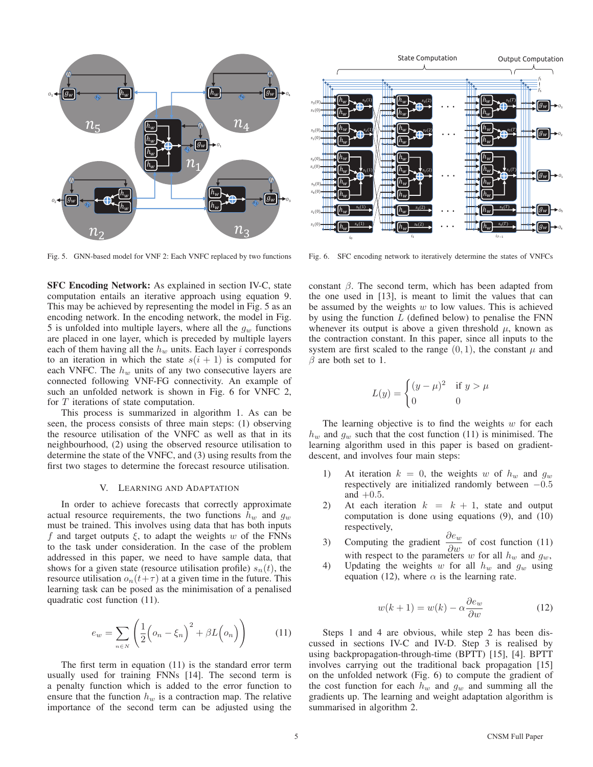Fig. 5. GNN-based model for VNF 2: Each VNFC replaced by two functions

Fig. 6. SFC encoding network to iteratively determine the states of VNFCs

**SFC Encoding Network:** As explained in section IV-C, state computation entails an iterative approach using equation 9. This may be achieved by representing the model in Fig. 5 as an encoding network. In the encoding network, the model in Fig. 5 is unfolded into multiple layers, where all the $g_w$ functions are placed in one layer, which is preceded by multiple layers each of them having all the $h_w$ units. Each layer $i$ corresponds to an iteration in which the state $s(i+1)$ is computed for each VNFC. The $h_w$ units of any two consecutive layers are connected following VNF-FG connectivity. An example of such an unfolded network is shown in Fig. 6 for VNFC 2, for $T$ iterations of state computation.

This process is summarized in algorithm 1. As can be seen, the process consists of three main steps: (1) observing the resource utilisation of the VNFC as well as that in its neighbourhood, (2) using the observed resource utilisation to determine the state of the VNFC, and (3) using results from the first two stages to determine the forecast resource utilisation.

## V. Learning and Adaptation

In order to achieve forecasts that correctly approximate actual resource requirements, the two functions $h_w$ and $g_w$ must be trained. This involves using data that has both inputs $f$ and target outputs $\xi$, to adapt the weights $w$ of the FNNs to the task under consideration. In the case of the problem addressed in this paper, we need to have sample data, that shows for a given state (resource utilisation profile) $s_n(t)$, the resource utilisation $o_n(t+\tau)$ at a given time in the future. This learning task can be posed as the minimisation of a penalised quadratic cost function (11).

$$e_w = \sum_{n \in N} \left( \frac{1}{2}\Big(o_n - \xi_n\Big)^2 + \beta L\Big(o_n\Big) \right) \tag{11}$$

The first term in equation (11) is the standard error term usually used for training FNNs [14]. The second term is a penalty function which is added to the error function to ensure that the function $h_w$ is a contraction map. The relative importance of the second term can be adjusted using the constant $\beta$. The second term, which has been adapted from the one used in [13], is meant to limit the values that can be assumed by the weights $w$ to low values. This is achieved by using the function $L$ (defined below) to penalise the FNN whenever its output is above a given threshold $\mu$, known as the contraction constant. In this paper, since all inputs to the system are first scaled to the range $(0, 1)$, the constant $\mu$ and $\beta$ are both set to 1.

$$L(y) = \begin{cases} (y-\mu)^2 & \text{if } y > \mu \\ 0 & 0 \end{cases}$$

The learning objective is to find the weights $w$ for each $h_w$ and $g_w$ such that the cost function (11) is minimised. The learning algorithm used in this paper is based on gradient-descent, and involves four main steps:

1) At iteration $k = 0$, the weights $w$ of $h_w$ and $g_w$ respectively are initialized randomly between $-0.5$ and $+0.5$.
2) At each iteration $k = k+1$, state and output computation is done using equations (9), and (10) respectively,
3) Computing the gradient $\dfrac{\partial e_w}{\partial w}$ of cost function (11) with respect to the parameters $w$ for all $h_w$ and $g_w$,
4) Updating the weights $w$ for all $h_w$ and $g_w$ using equation (12), where $\alpha$ is the learning rate.

$$w(k+1) = w(k) - \alpha \frac{\partial e_w}{\partial w} \tag{12}$$

Steps 1 and 4 are obvious, while step 2 has been discussed in sections IV-C and IV-D. Step 3 is realised by using backpropagation-through-time (BPTT) [15], [4]. BPTT involves carrying out the traditional back propagation [15] on the unfolded network (Fig. 6) to compute the gradient of the cost function for each $h_w$ and $g_w$ and summing all the gradients up. The learning and weight adaptation algorithm is summarised in algorithm 2.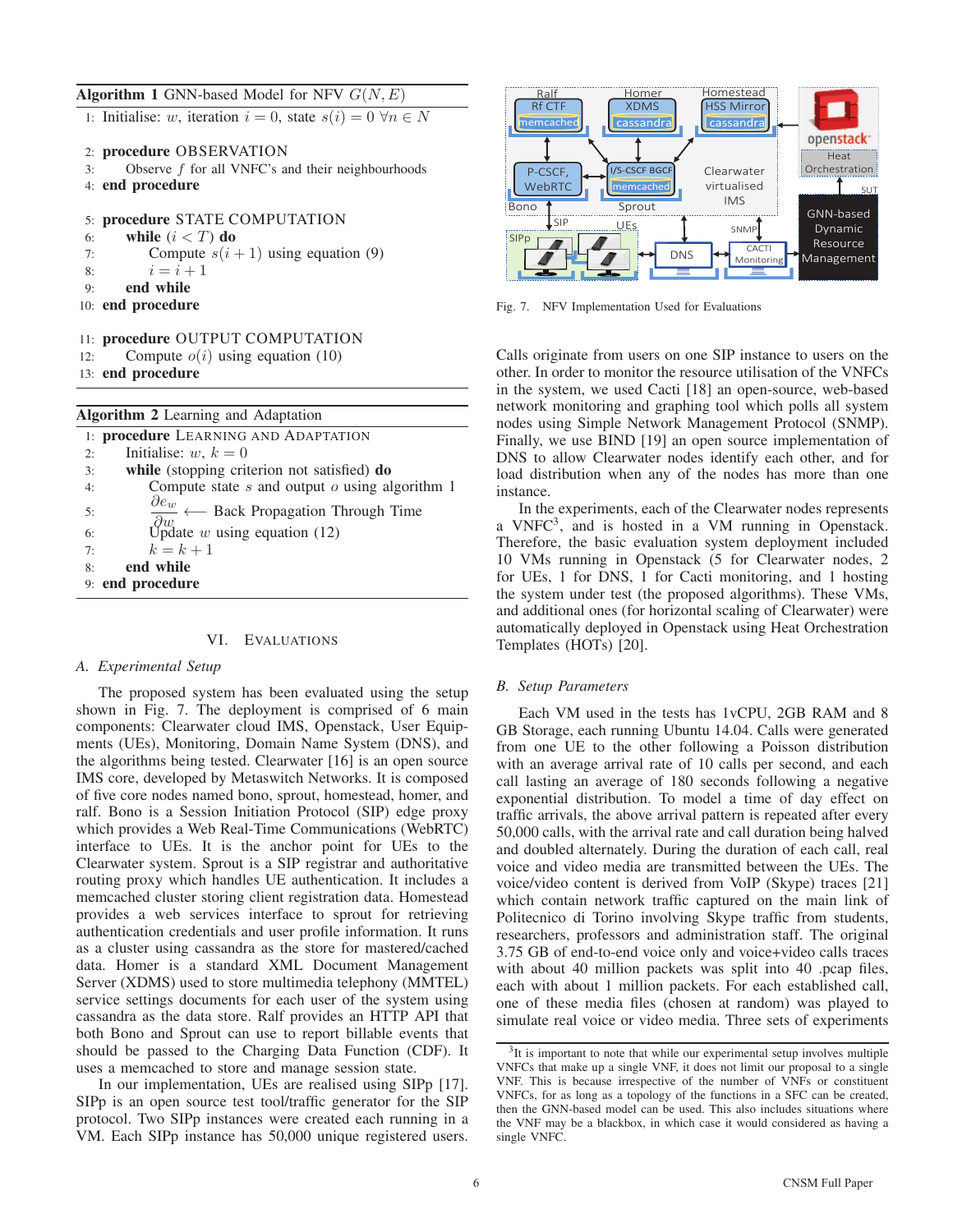**Algorithm 1** GNN-based Model for NFV $G(N, E)$

```
1:  Initialise: w, iteration i = 0, state s(i) = 0 ∀n ∈ N

2:  procedure OBSERVATION
3:      Observe f for all VNFC's and their neighbourhoods
4:  end procedure

5:  procedure STATE COMPUTATION
6:      while (i < T) do
7:          Compute s(i + 1) using equation (9)
8:          i = i + 1
9:      end while
10: end procedure

11: procedure OUTPUT COMPUTATION
12:     Compute o(i) using equation (10)
13: end procedure
```

**Algorithm 2** Learning and Adaptation

```
1: procedure LEARNING AND ADAPTATION
2:     Initialise: w, k = 0
3:     while (stopping criterion not satisfied) do
4:         Compute state s and output o using algorithm 1
5:         ∂e_w/∂w ⟵ Back Propagation Through Time
6:         Update w using equation (12)
7:         k = k + 1
8:     end while
9: end procedure
```

## VI. Evaluations

### A. Experimental Setup

The proposed system has been evaluated using the setup shown in Fig. 7. The deployment is comprised of 6 main components: Clearwater cloud IMS, Openstack, User Equipments (UEs), Monitoring, Domain Name System (DNS), and the algorithms being tested. Clearwater [16] is an open source IMS core, developed by Metaswitch Networks. It is composed of five core nodes named bono, sprout, homestead, homer, and ralf. Bono is a Session Initiation Protocol (SIP) edge proxy which provides a Web Real-Time Communications (WebRTC) interface to UEs. It is the anchor point for UEs to the Clearwater system. Sprout is a SIP registrar and authoritative routing proxy which handles UE authentication. It includes a memcached cluster storing client registration data. Homestead provides a web services interface to sprout for retrieving authentication credentials and user profile information. It runs as a cluster using cassandra as the store for mastered/cached data. Homer is a standard XML Document Management Server (XDMS) used to store multimedia telephony (MMTEL) service settings documents for each user of the system using cassandra as the data store. Ralf provides an HTTP API that both Bono and Sprout can use to report billable events that should be passed to the Charging Data Function (CDF). It uses a memcached to store and manage session state.

In our implementation, UEs are realised using SIPp [17]. SIPp is an open source test tool/traffic generator for the SIP protocol. Two SIPp instances were created each running in a VM. Each SIPp instance has 50,000 unique registered users.

Fig. 7. NFV Implementation Used for Evaluations

Calls originate from users on one SIP instance to users on the other. In order to monitor the resource utilisation of the VNFCs in the system, we used Cacti [18] an open-source, web-based network monitoring and graphing tool which polls all system nodes using Simple Network Management Protocol (SNMP). Finally, we use BIND [19] an open source implementation of DNS to allow Clearwater nodes identify each other, and for load distribution when any of the nodes has more than one instance.

In the experiments, each of the Clearwater nodes represents a VNFC[3], and is hosted in a VM running in Openstack. Therefore, the basic evaluation system deployment included 10 VMs running in Openstack (5 for Clearwater nodes, 2 for UEs, 1 for DNS, 1 for Cacti monitoring, and 1 hosting the system under test (the proposed algorithms). These VMs, and additional ones (for horizontal scaling of Clearwater) were automatically deployed in Openstack using Heat Orchestration Templates (HOTs) [20].

### B. Setup Parameters

Each VM used in the tests has 1vCPU, 2GB RAM and 8 GB Storage, each running Ubuntu 14.04. Calls were generated from one UE to the other following a Poisson distribution with an average arrival rate of 10 calls per second, and each call lasting an average of 180 seconds following a negative exponential distribution. To model a time of day effect on traffic arrivals, the above arrival pattern is repeated after every 50,000 calls, with the arrival rate and call duration being halved and doubled alternately. During the duration of each call, real voice and video media are transmitted between the UEs. The voice/video content is derived from VoIP (Skype) traces [21] which contain network traffic captured on the main link of Politecnico di Torino involving Skype traffic from students, researchers, professors and administration staff. The original 3.75 GB of end-to-end voice only and voice+video calls traces with about 40 million packets was split into 40 .pcap files, each with about 1 million packets. For each established call, one of these media files (chosen at random) was played to simulate real voice or video media. Three sets of experiments

[3] It is important to note that while our experimental setup involves multiple VNFCs that make up a single VNF, it does not limit our proposal to a single VNF. This is because irrespective of the number of VNFs or constituent VNFCs, for as long as a topology of the functions in a SFC can be created, then the GNN-based model can be used. This also includes situations where the VNF may be a blackbox, in which case it would considered as having a single VNFC.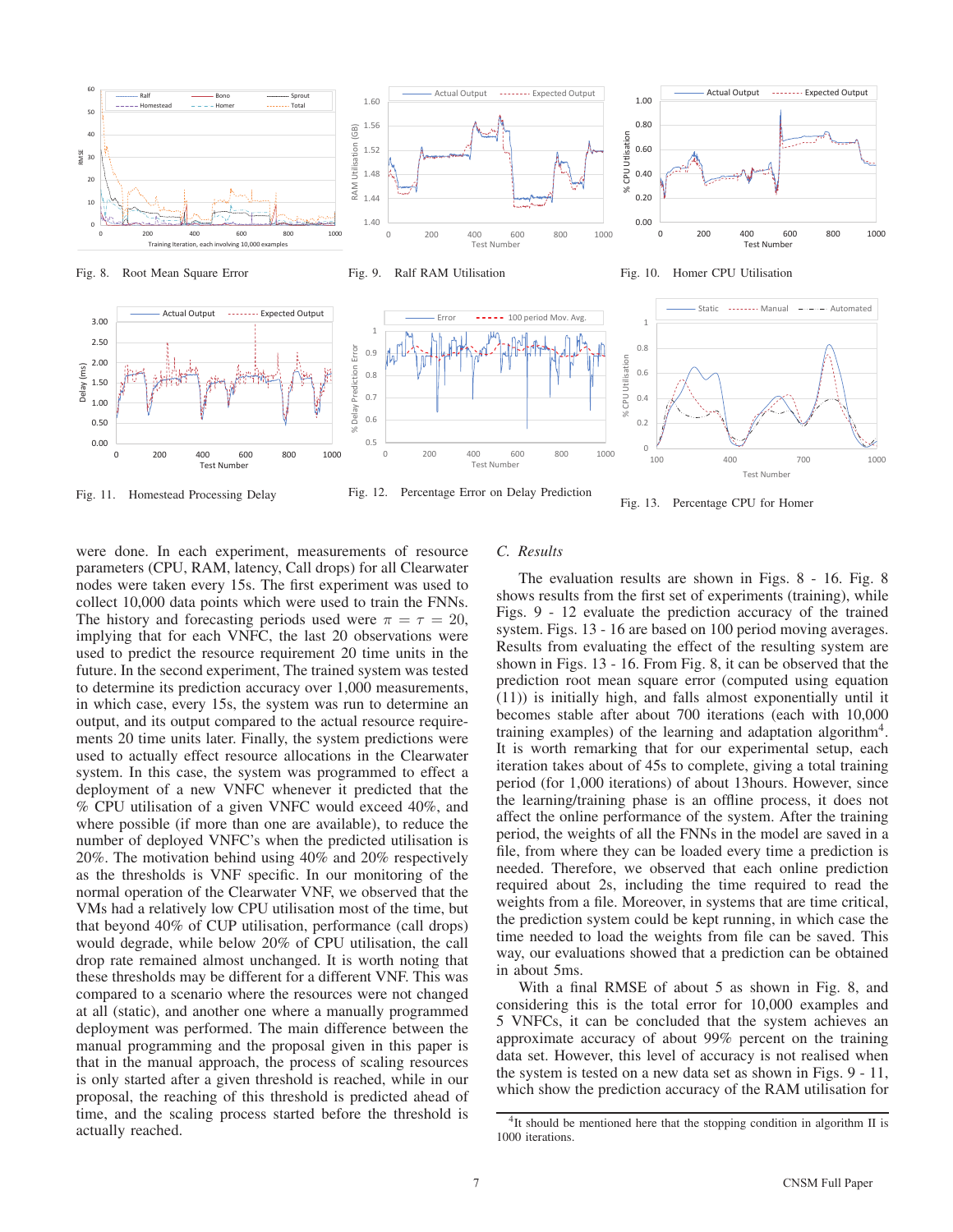Fig. 8. Root Mean Square Error

Fig. 9. Ralf RAM Utilisation

Fig. 10. Homer CPU Utilisation

Fig. 11. Homestead Processing Delay

Fig. 12. Percentage Error on Delay Prediction

Fig. 13. Percentage CPU for Homer

were done. In each experiment, measurements of resource parameters (CPU, RAM, latency, Call drops) for all Clearwater nodes were taken every 15s. The first experiment was used to collect 10,000 data points which were used to train the FNNs. The history and forecasting periods used were $\pi = \tau = 20$, implying that for each VNFC, the last 20 observations were used to predict the resource requirement 20 time units in the future. In the second experiment, The trained system was tested to determine its prediction accuracy over 1,000 measurements, in which case, every 15s, the system was run to determine an output, and its output compared to the actual resource requirements 20 time units later. The system predictions were used to actually effect resource allocations in the Clearwater system. In this case, the system was programmed to effect a deployment of a new VNFC whenever it predicted that the % CPU utilisation of a given VNFC would exceed 40%, and where possible (if more than one are available), to reduce the number of deployed VNFC's when the predicted utilisation is 20%. The motivation behind using 40% and 20% respectively as the thresholds is VNF specific. In our monitoring of the normal operation of the Clearwater VNF, we observed that the VMs had a relatively low CPU utilisation most of the time, but that beyond 40% of CUP utilisation, performance (call drops) would degrade, while below 20% of CPU utilisation, the call drop rate remained almost unchanged. It is worth noting that these thresholds may be different for a different VNF. This was compared to a scenario where the resources were not changed at all (static), and another one where a manually programmed deployment was performed. The main difference between the manual programming and the proposal given in this paper is that in the manual approach, the process of scaling resources is only started after a given threshold is reached, while in our proposal, the reaching of this threshold is predicted ahead of time, and the scaling process started before the threshold is actually reached.

### C. Results

The evaluation results are shown in Figs. 8 - 16. Fig. 8 shows results from the first set of experiments (training), while Figs. 9 - 12 evaluate the prediction accuracy of the trained system. Figs. 13 - 16 are based on 100 period moving averages. Results from evaluating the effect of the resulting system are shown in Figs. 13 - 16. From Fig. 8, it can be observed that the prediction root mean square error (computed using equation (11)) is initially high, and falls almost exponentially until it becomes stable after about 700 iterations (each with 10,000 training examples) of the learning and adaptation algorithm[4]. It is worth remarking that for our experimental setup, each iteration takes about of 45s to complete, giving a total training period (for 1,000 iterations) of about 13hours. However, since the learning/training phase is an offline process, it does not affect the online performance of the system. After the training period, the weights of all the FNNs in the model are saved in a file, from where they can be loaded every time a prediction is needed. Therefore, we observed that each online prediction required about 2s, including the time required to read the weights from a file. Moreover, in systems that are time critical, the prediction system could be kept running, in which case the time needed to load the weights from file can be saved. This way, our evaluations showed that a prediction can be obtained in about 5ms.

With a final RMSE of about 5 as shown in Fig. 8, and considering this is the total error for 10,000 examples and 5 VNFCs, it can be concluded that the system achieves an approximate accuracy of about 99% percent on the training data set. However, this level of accuracy is not realised when the system is tested on a new data set as shown in Figs. 9 - 11, which show the prediction accuracy of the RAM utilisation for

[4] It should be mentioned here that the stopping condition in algorithm II is 1000 iterations.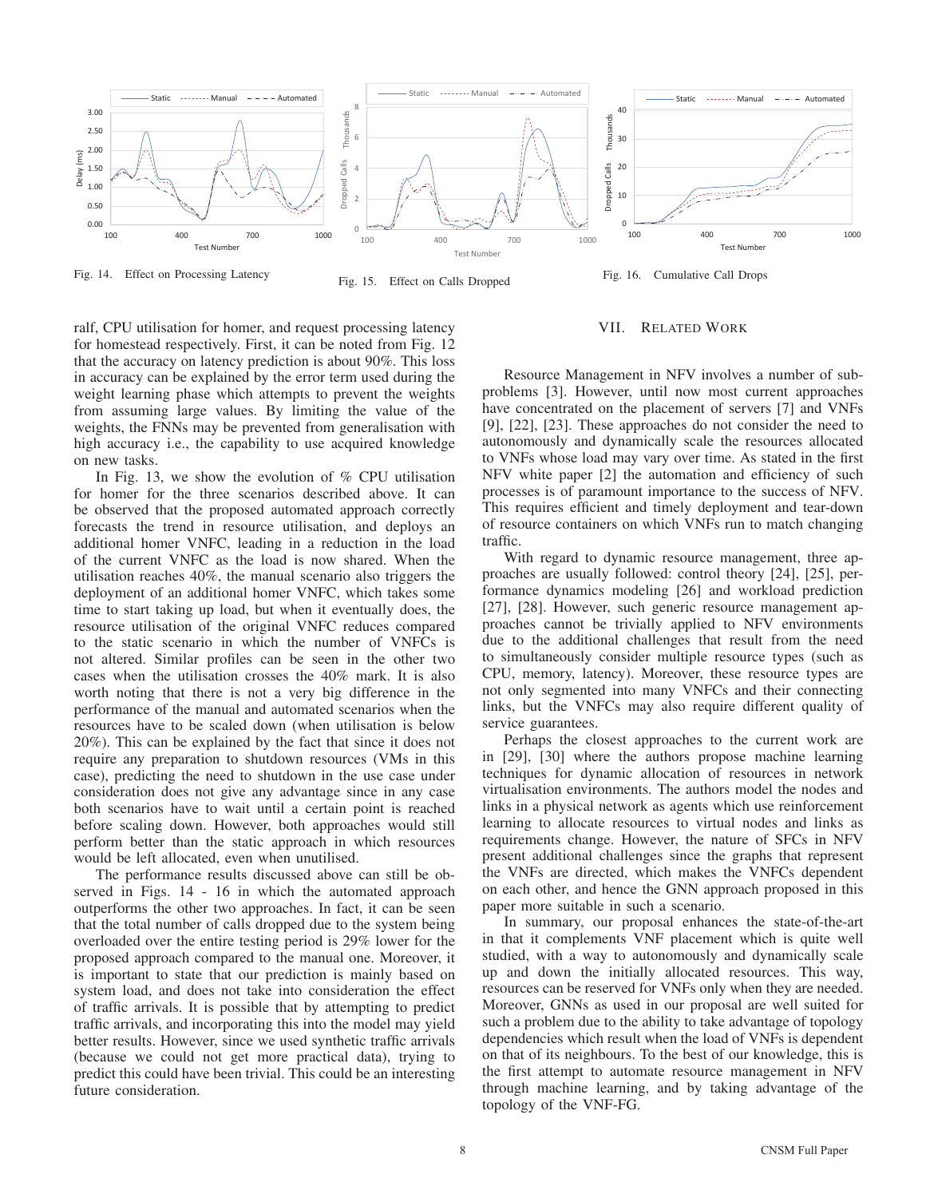Fig. 14. Effect on Processing Latency

Fig. 15. Effect on Calls Dropped

Fig. 16. Cumulative Call Drops

ralf, CPU utilisation for homer, and request processing latency for homestead respectively. First, it can be noted from Fig. 12 that the accuracy on latency prediction is about 90%. This loss in accuracy can be explained by the error term used during the weight learning phase which attempts to prevent the weights from assuming large values. By limiting the value of the weights, the FNNs may be prevented from generalisation with high accuracy i.e., the capability to use acquired knowledge on new tasks.

In Fig. 13, we show the evolution of % CPU utilisation for homer for the three scenarios described above. It can be observed that the proposed automated approach correctly forecasts the trend in resource utilisation, and deploys an additional homer VNFC, leading in a reduction in the load of the current VNFC as the load is now shared. When the utilisation reaches 40%, the manual scenario also triggers the deployment of an additional homer VNFC, which takes some time to start taking up load, but when it eventually does, the resource utilisation of the original VNFC reduces compared to the static scenario in which the number of VNFCs is not altered. Similar profiles can be seen in the other two cases when the utilisation crosses the 40% mark. It is also worth noting that there is not a very big difference in the performance of the manual and automated scenarios when the resources have to be scaled down (when utilisation is below 20%). This can be explained by the fact that since it does not require any preparation to shutdown resources (VMs in this case), predicting the need to shutdown in the use case under consideration does not give any advantage since in any case both scenarios have to wait until a certain point is reached before scaling down. However, both approaches would still perform better than the static approach in which resources would be left allocated, even when unutilised.

The performance results discussed above can still be observed in Figs. 14 - 16 in which the automated approach outperforms the other two approaches. In fact, it can be seen that the total number of calls dropped due to the system being overloaded over the entire testing period is 29% lower for the proposed approach compared to the manual one. Moreover, it is important to state that our prediction is mainly based on system load, and does not take into consideration the effect of traffic arrivals. It is possible that by attempting to predict traffic arrivals, and incorporating this into the model may yield better results. However, since we used synthetic traffic arrivals (because we could not get more practical data), trying to predict this could have been trivial. This could be an interesting future consideration.

## VII. Related Work

Resource Management in NFV involves a number of sub-problems [3]. However, until now most current approaches have concentrated on the placement of servers [7] and VNFs [9], [22], [23]. These approaches do not consider the need to autonomously and dynamically scale the resources allocated to VNFs whose load may vary over time. As stated in the first NFV white paper [2] the automation and efficiency of such processes is of paramount importance to the success of NFV. This requires efficient and timely deployment and tear-down of resource containers on which VNFs run to match changing traffic.

With regard to dynamic resource management, three approaches are usually followed: control theory [24], [25], performance dynamics modeling [26] and workload prediction [27], [28]. However, such generic resource management approaches cannot be trivially applied to NFV environments due to the additional challenges that result from the need to simultaneously consider multiple resource types (such as CPU, memory, latency). Moreover, these resource types are not only segmented into many VNFCs and their connecting links, but the VNFCs may also require different quality of service guarantees.

Perhaps the closest approaches to the current work are in [29], [30] where the authors propose machine learning techniques for dynamic allocation of resources in network virtualisation environments. The authors model the nodes and links in a physical network as agents which use reinforcement learning to allocate resources to virtual nodes and links as requirements change. However, the nature of SFCs in NFV present additional challenges since the graphs that represent the VNFs are directed, which makes the VNFCs dependent on each other, and hence the GNN approach proposed in this paper more suitable in such a scenario.

In summary, our proposal enhances the state-of-the-art in that it complements VNF placement which is quite well studied, with a way to autonomously and dynamically scale up and down the initially allocated resources. This way, resources can be reserved for VNFs only when they are needed. Moreover, GNNs as used in our proposal are well suited for such a problem due to the ability to take advantage of topology dependencies which result when the load of VNFs is dependent on that of its neighbours. To the best of our knowledge, this is the first attempt to automate resource management in NFV through machine learning, and by taking advantage of the topology of the VNF-FG.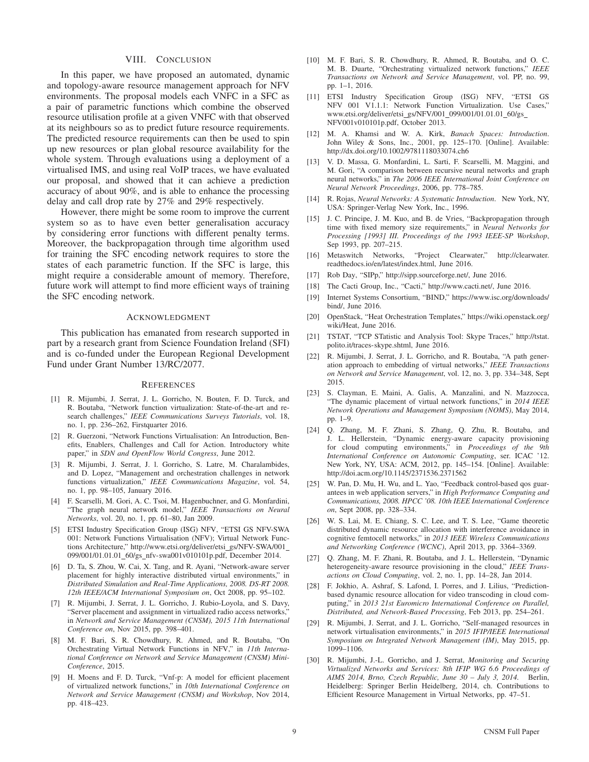## VIII. Conclusion

In this paper, we have proposed an automated, dynamic and topology-aware resource management approach for NFV environments. The proposal models each VNFC in a SFC as a pair of parametric functions which combine the observed resource utilisation profile at a given VNFC with that observed at its neighbours so as to predict future resource requirements. The predicted resource requirements can then be used to spin up new resources or plan global resource availability for the whole system. Through evaluations using a deployment of a virtualised IMS, and using real VoIP traces, we have evaluated our proposal, and showed that it can achieve a prediction accuracy of about 90%, and is able to enhance the processing delay and call drop rate by 27% and 29% respectively.

However, there might be some room to improve the current system so as to have even better generalisation accuracy by considering error functions with different penalty terms. Moreover, the backpropagation through time algorithm used for training the SFC encoding network requires to store the states of each parametric function. If the SFC is large, this might require a considerable amount of memory. Therefore, future work will attempt to find more efficient ways of training the SFC encoding network.

## Acknowledgment

This publication has emanated from research supported in part by a research grant from Science Foundation Ireland (SFI) and is co-funded under the European Regional Development Fund under Grant Number 13/RC/2077.

## References

[1] R. Mijumbi, J. Serrat, J. L. Gorricho, N. Bouten, F. D. Turck, and R. Boutaba, "Network function virtualization: State-of-the-art and research challenges," *IEEE Communications Surveys Tutorials*, vol. 18, no. 1, pp. 236–262, Firstquarter 2016.

[2] R. Guerzoni, "Network Functions Virtualisation: An Introduction, Benefits, Enablers, Challenges and Call for Action. Introductory white paper," in *SDN and OpenFlow World Congress*, June 2012.

[3] R. Mijumbi, J. Serrat, J. l. Gorricho, S. Latre, M. Charalambides, and D. Lopez, "Management and orchestration challenges in network functions virtualization," *IEEE Communications Magazine*, vol. 54, no. 1, pp. 98–105, January 2016.

[4] F. Scarselli, M. Gori, A. C. Tsoi, M. Hagenbuchner, and G. Monfardini, "The graph neural network model," *IEEE Transactions on Neural Networks*, vol. 20, no. 1, pp. 61–80, Jan 2009.

[5] ETSI Industry Specification Group (ISG) NFV, "ETSI GS NFV-SWA 001: Network Functions Virtualisation (NFV); Virtual Network Functions Architecture," http://www.etsi.org/deliver/etsi_gs/NFV-SWA/001_099/001/01.01.01_60/gs_nfv-swa001v010101p.pdf, December 2014.

[6] D. Ta, S. Zhou, W. Cai, X. Tang, and R. Ayani, "Network-aware server placement for highly interactive distributed virtual environments," in *Distributed Simulation and Real-Time Applications, 2008. DS-RT 2008. 12th IEEE/ACM International Symposium on*, Oct 2008, pp. 95–102.

[7] R. Mijumbi, J. Serrat, J. L. Gorricho, J. Rubio-Loyola, and S. Davy, "Server placement and assignment in virtualized radio access networks," in *Network and Service Management (CNSM), 2015 11th International Conference on*, Nov 2015, pp. 398–401.

[8] M. F. Bari, S. R. Chowdhury, R. Ahmed, and R. Boutaba, "On Orchestrating Virtual Network Functions in NFV," in *11th International Conference on Network and Service Management (CNSM) Mini-Conference*, 2015.

[9] H. Moens and F. D. Turck, "Vnf-p: A model for efficient placement of virtualized network functions," in *10th International Conference on Network and Service Management (CNSM) and Workshop*, Nov 2014, pp. 418–423.

[10] M. F. Bari, S. R. Chowdhury, R. Ahmed, R. Boutaba, and O. C. M. B. Duarte, "Orchestrating virtualized network functions," *IEEE Transactions on Network and Service Management*, vol. PP, no. 99, pp. 1–1, 2016.

[11] ETSI Industry Specification Group (ISG) NFV, "ETSI GS NFV 001 V1.1.1: Network Function Virtualization. Use Cases," www.etsi.org/deliver/etsi_gs/NFV/001_099/001/01.01.01_60/gs_NFV001v010101p.pdf, October 2013.

[12] M. A. Khamsi and W. A. Kirk, *Banach Spaces: Introduction*. John Wiley & Sons, Inc., 2001, pp. 125–170. [Online]. Available: http://dx.doi.org/10.1002/9781118033074.ch6

[13] V. D. Massa, G. Monfardini, L. Sarti, F. Scarselli, M. Maggini, and M. Gori, "A comparison between recursive neural networks and graph neural networks," in *The 2006 IEEE International Joint Conference on Neural Network Proceedings*, 2006, pp. 778–785.

[14] R. Rojas, *Neural Networks: A Systematic Introduction*. New York, NY, USA: Springer-Verlag New York, Inc., 1996.

[15] J. C. Principe, J. M. Kuo, and B. de Vries, "Backpropagation through time with fixed memory size requirements," in *Neural Networks for Processing [1993] III. Proceedings of the 1993 IEEE-SP Workshop*, Sep 1993, pp. 207–215.

[16] Metaswitch Networks, "Project Clearwater," http://clearwater.readthedocs.io/en/latest/index.html, June 2016.

[17] Rob Day, "SIPp," http://sipp.sourceforge.net/, June 2016.

[18] The Cacti Group, Inc., "Cacti," http://www.cacti.net/, June 2016.

[19] Internet Systems Consortium, "BIND," https://www.isc.org/downloads/bind/, June 2016.

[20] OpenStack, "Heat Orchestration Templates," https://wiki.openstack.org/wiki/Heat, June 2016.

[21] TSTAT, "TCP STatistic and Analysis Tool: Skype Traces," http://tstat.polito.it/traces-skype.shtml, June 2016.

[22] R. Mijumbi, J. Serrat, J. L. Gorricho, and R. Boutaba, "A path generation approach to embedding of virtual networks," *IEEE Transactions on Network and Service Management*, vol. 12, no. 3, pp. 334–348, Sept 2015.

[23] S. Clayman, E. Maini, A. Galis, A. Manzalini, and N. Mazzocca, "The dynamic placement of virtual network functions," in *2014 IEEE Network Operations and Management Symposium (NOMS)*, May 2014, pp. 1–9.

[24] Q. Zhang, M. F. Zhani, S. Zhang, Q. Zhu, R. Boutaba, and J. L. Hellerstein, "Dynamic energy-aware capacity provisioning for cloud computing environments," in *Proceedings of the 9th International Conference on Autonomic Computing*, ser. ICAC '12. New York, NY, USA: ACM, 2012, pp. 145–154. [Online]. Available: http://doi.acm.org/10.1145/2371536.2371562

[25] W. Pan, D. Mu, H. Wu, and L. Yao, "Feedback control-based qos guarantees in web application servers," in *High Performance Computing and Communications, 2008. HPCC '08. 10th IEEE International Conference on*, Sept 2008, pp. 328–334.

[26] W. S. Lai, M. E. Chiang, S. C. Lee, and T. S. Lee, "Game theoretic distributed dynamic resource allocation with interference avoidance in cognitive femtocell networks," in *2013 IEEE Wireless Communications and Networking Conference (WCNC)*, April 2013, pp. 3364–3369.

[27] Q. Zhang, M. F. Zhani, R. Boutaba, and J. L. Hellerstein, "Dynamic heterogeneity-aware resource provisioning in the cloud," *IEEE Transactions on Cloud Computing*, vol. 2, no. 1, pp. 14–28, Jan 2014.

[28] F. Jokhio, A. Ashraf, S. Lafond, I. Porres, and J. Lilius, "Prediction-based dynamic resource allocation for video transcoding in cloud computing," in *2013 21st Euromicro International Conference on Parallel, Distributed, and Network-Based Processing*, Feb 2013, pp. 254–261.

[29] R. Mijumbi, J. Serrat, and J. L. Gorricho, "Self-managed resources in network virtualisation environments," in *2015 IFIP/IEEE International Symposium on Integrated Network Management (IM)*, May 2015, pp. 1099–1106.

[30] R. Mijumbi, J.-L. Gorricho, and J. Serrat, *Monitoring and Securing Virtualized Networks and Services: 8th IFIP WG 6.6 Proceedings of AIMS 2014, Brno, Czech Republic, June 30 – July 3, 2014*. Berlin, Heidelberg: Springer Berlin Heidelberg, 2014, ch. Contributions to Efficient Resource Management in Virtual Networks, pp. 47–51.